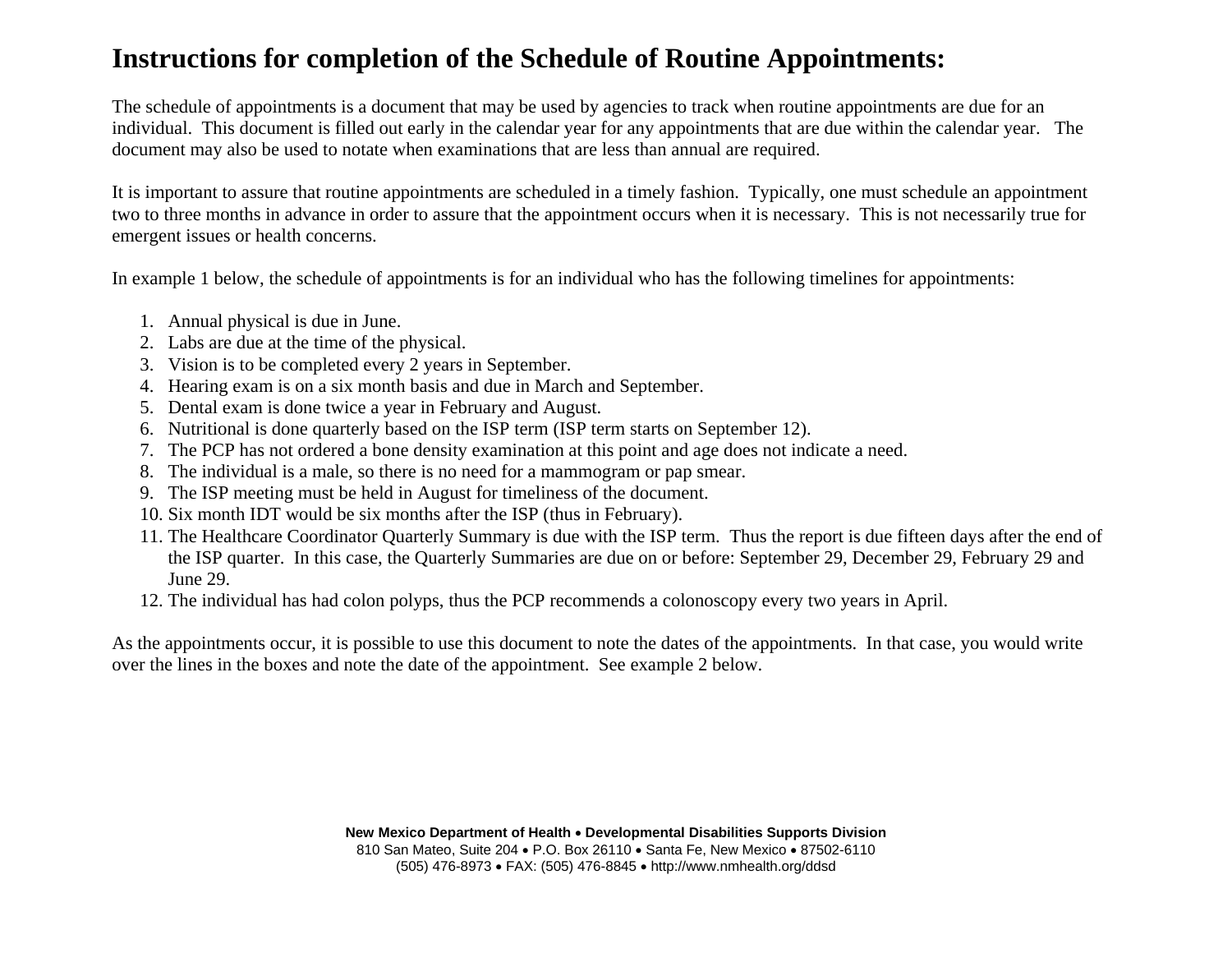# Instructions for completion of the Schedule of Routine Appointments:

The schedule of appointments is a document that may be used by agencies to track when routine appointments are due for an individual. This document is filled out early in the calendar year for any appointments that are due within the calendar year. The document may also be used to notate when examinations that are less than annual are required.

It is important to assure that routine appointments are scheduled in a timely fashion. Typically, one must schedule an appointment two to three months in advance in order to assure that the appointment occurs when it is necessary. This is not necessarily true for emergent issues or health concerns.

In example 1 below, the schedule of appointments is for an individual who has the following timelines for appointments:

1. Annual physical is due in June.
2. Labs are due at the time of the physical.
3. Vision is to be completed every 2 years in September.
4. Hearing exam is on a six month basis and due in March and September.
5. Dental exam is done twice a year in February and August.
6. Nutritional is done quarterly based on the ISP term (ISP term starts on September 12).
7. The PCP has not ordered a bone density examination at this point and age does not indicate a need.
8. The individual is a male, so there is no need for a mammogram or pap smear.
9. The ISP meeting must be held in August for timeliness of the document.
10. Six month IDT would be six months after the ISP (thus in February).
11. The Healthcare Coordinator Quarterly Summary is due with the ISP term. Thus the report is due fifteen days after the end of the ISP quarter. In this case, the Quarterly Summaries are due on or before: September 29, December 29, February 29 and June 29.
12. The individual has had colon polyps, thus the PCP recommends a colonoscopy every two years in April.

As the appointments occur, it is possible to use this document to note the dates of the appointments. In that case, you would write over the lines in the boxes and note the date of the appointment. See example 2 below.

**New Mexico Department of Health • Developmental Disabilities Supports Division**
810 San Mateo, Suite 204 • P.O. Box 26110 • Santa Fe, New Mexico • 87502-6110
(505) 476-8973 • FAX: (505) 476-8845 • http://www.nmhealth.org/ddsd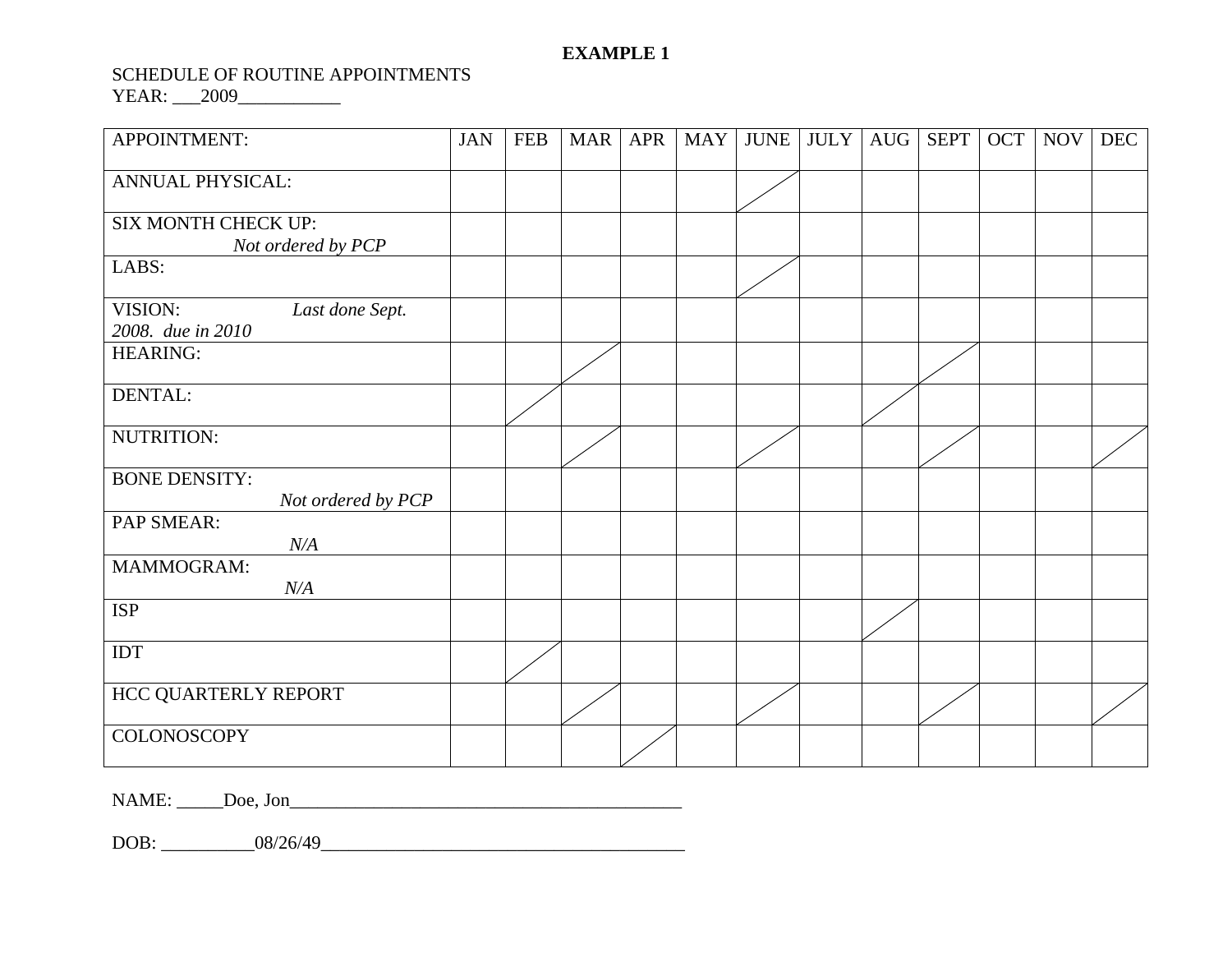**EXAMPLE 1**

SCHEDULE OF ROUTINE APPOINTMENTS
YEAR: ___2009___________

| APPOINTMENT: | JAN | FEB | MAR | APR | MAY | JUNE | JULY | AUG | SEPT | OCT | NOV | DEC |
|---|---|---|---|---|---|---|---|---|---|---|---|---|
| ANNUAL PHYSICAL: | | | | | | / | | | | | | |
| SIX MONTH CHECK UP: *Not ordered by PCP* | | | | | | | | | | | | |
| LABS: | | | | | | / | | | | | | |
| VISION: *Last done Sept. 2008. due in 2010* | | | | | | | | | | | | |
| HEARING: | | | / | | | | | | / | | | |
| DENTAL: | | / | | | | | | / | | | | |
| NUTRITION: | | | / | | | / | | | / | | | / |
| BONE DENSITY: *Not ordered by PCP* | | | | | | | | | | | | |
| PAP SMEAR: *N/A* | | | | | | | | | | | | |
| MAMMOGRAM: *N/A* | | | | | | | | | | | | |
| ISP | | | | | | | | / | | | | |
| IDT | | / | | | | | | | | | | |
| HCC QUARTERLY REPORT | | | / | | | / | | | / | | | / |
| COLONOSCOPY | | | | / | | | | | | | | |

NAME: _____Doe, Jon____________________________________________

DOB: __________08/26/49________________________________________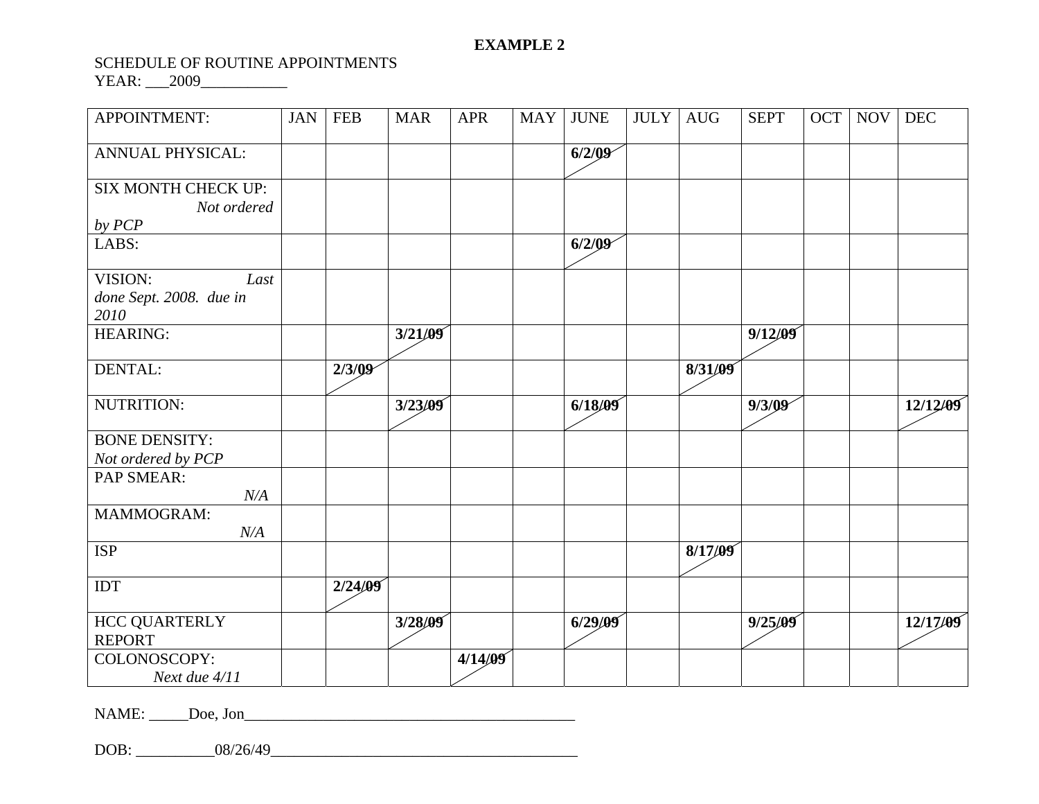**EXAMPLE 2**

SCHEDULE OF ROUTINE APPOINTMENTS
YEAR: ___2009___________

| APPOINTMENT: | JAN | FEB | MAR | APR | MAY | JUNE | JULY | AUG | SEPT | OCT | NOV | DEC |
|---|---|---|---|---|---|---|---|---|---|---|---|---|
| ANNUAL PHYSICAL: | | | | | | **6/2/09** | | | | | | |
| SIX MONTH CHECK UP: *Not ordered by PCP* | | | | | | | | | | | | |
| LABS: | | | | | | **6/2/09** | | | | | | |
| VISION: *Last done Sept. 2008. due in 2010* | | | | | | | | | | | | |
| HEARING: | | | **3/21/09** | | | | | | **9/12/09** | | | |
| DENTAL: | | **2/3/09** | | | | | | **8/31/09** | | | | |
| NUTRITION: | | | **3/23/09** | | | **6/18/09** | | | **9/3/09** | | | **12/12/09** |
| BONE DENSITY: *Not ordered by PCP* | | | | | | | | | | | | |
| PAP SMEAR: *N/A* | | | | | | | | | | | | |
| MAMMOGRAM: *N/A* | | | | | | | | | | | | |
| ISP | | | | | | | | **8/17/09** | | | | |
| IDT | | **2/24/09** | | | | | | | | | | |
| HCC QUARTERLY REPORT | | | **3/28/09** | | | **6/29/09** | | | **9/25/09** | | | **12/17/09** |
| COLONOSCOPY: *Next due 4/11* | | | | **4/14/09** | | | | | | | | |

NAME: _____Doe, Jon___________________________________________

DOB: __________08/26/49________________________________________